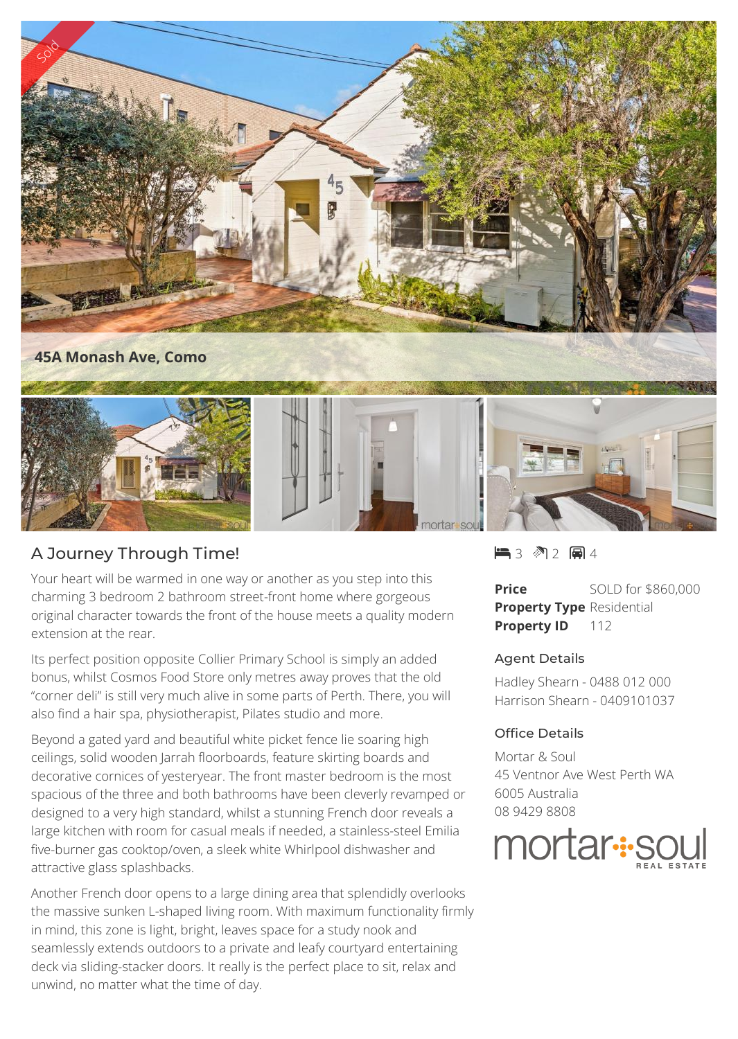Sold

**45A Monash Ave, Como**

## A Journey Through Time!

3 bedrooms, 2 bathrooms, 4 car spaces

Your heart will be warmed in one way or another as you step into this charming 3 bedroom 2 bathroom street-front home where gorgeous original character towards the front of the house meets a quality modern extension at the rear.

Its perfect position opposite Collier Primary School is simply an added bonus, whilst Cosmos Food Store only metres away proves that the old "corner deli" is still very much alive in some parts of Perth. There, you will also find a hair spa, physiotherapist, Pilates studio and more.

Beyond a gated yard and beautiful white picket fence lie soaring high ceilings, solid wooden Jarrah floorboards, feature skirting boards and decorative cornices of yesteryear. The front master bedroom is the most spacious of the three and both bathrooms have been cleverly revamped or designed to a very high standard, whilst a stunning French door reveals a large kitchen with room for casual meals if needed, a stainless-steel Emilia five-burner gas cooktop/oven, a sleek white Whirlpool dishwasher and attractive glass splashbacks.

Another French door opens to a large dining area that splendidly overlooks the massive sunken L-shaped living room. With maximum functionality firmly in mind, this zone is light, bright, leaves space for a study nook and seamlessly extends outdoors to a private and leafy courtyard entertaining deck via sliding-stacker doors. It really is the perfect place to sit, relax and unwind, no matter what the time of day.

**Price** SOLD for $860,000
**Property Type** Residential
**Property ID** 112

### Agent Details

Hadley Shearn - 0488 012 000
Harrison Shearn - 0409101037

### Office Details

Mortar & Soul
45 Ventnor Ave West Perth WA 6005 Australia
08 9429 8808

mortar soul REAL ESTATE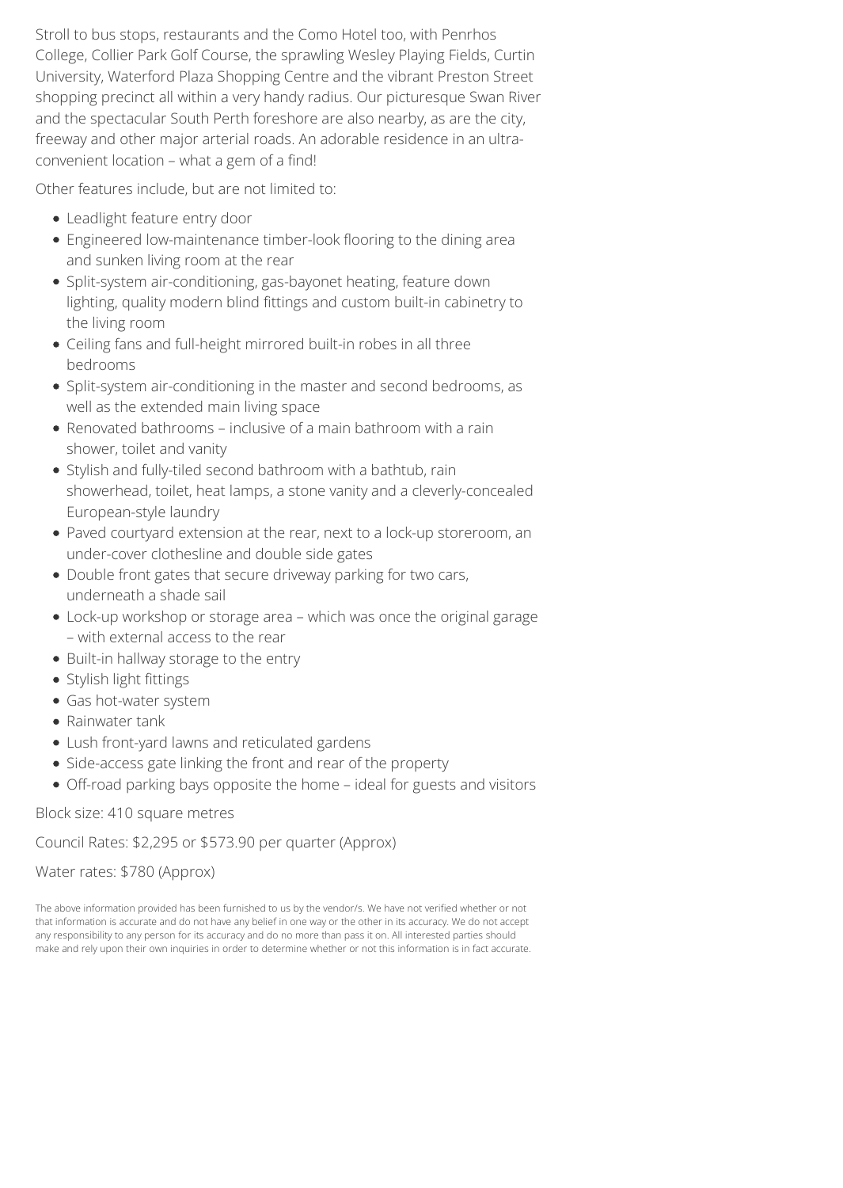Stroll to bus stops, restaurants and the Como Hotel too, with Penrhos College, Collier Park Golf Course, the sprawling Wesley Playing Fields, Curtin University, Waterford Plaza Shopping Centre and the vibrant Preston Street shopping precinct all within a very handy radius. Our picturesque Swan River and the spectacular South Perth foreshore are also nearby, as are the city, freeway and other major arterial roads. An adorable residence in an ultra-convenient location – what a gem of a find!

Other features include, but are not limited to:

- Leadlight feature entry door
- Engineered low-maintenance timber-look flooring to the dining area and sunken living room at the rear
- Split-system air-conditioning, gas-bayonet heating, feature down lighting, quality modern blind fittings and custom built-in cabinetry to the living room
- Ceiling fans and full-height mirrored built-in robes in all three bedrooms
- Split-system air-conditioning in the master and second bedrooms, as well as the extended main living space
- Renovated bathrooms – inclusive of a main bathroom with a rain shower, toilet and vanity
- Stylish and fully-tiled second bathroom with a bathtub, rain showerhead, toilet, heat lamps, a stone vanity and a cleverly-concealed European-style laundry
- Paved courtyard extension at the rear, next to a lock-up storeroom, an under-cover clothesline and double side gates
- Double front gates that secure driveway parking for two cars, underneath a shade sail
- Lock-up workshop or storage area – which was once the original garage – with external access to the rear
- Built-in hallway storage to the entry
- Stylish light fittings
- Gas hot-water system
- Rainwater tank
- Lush front-yard lawns and reticulated gardens
- Side-access gate linking the front and rear of the property
- Off-road parking bays opposite the home – ideal for guests and visitors

Block size: 410 square metres

Council Rates: $2,295 or $573.90 per quarter (Approx)

Water rates: $780 (Approx)

The above information provided has been furnished to us by the vendor/s. We have not verified whether or not that information is accurate and do not have any belief in one way or the other in its accuracy. We do not accept any responsibility to any person for its accuracy and do no more than pass it on. All interested parties should make and rely upon their own inquiries in order to determine whether or not this information is in fact accurate.